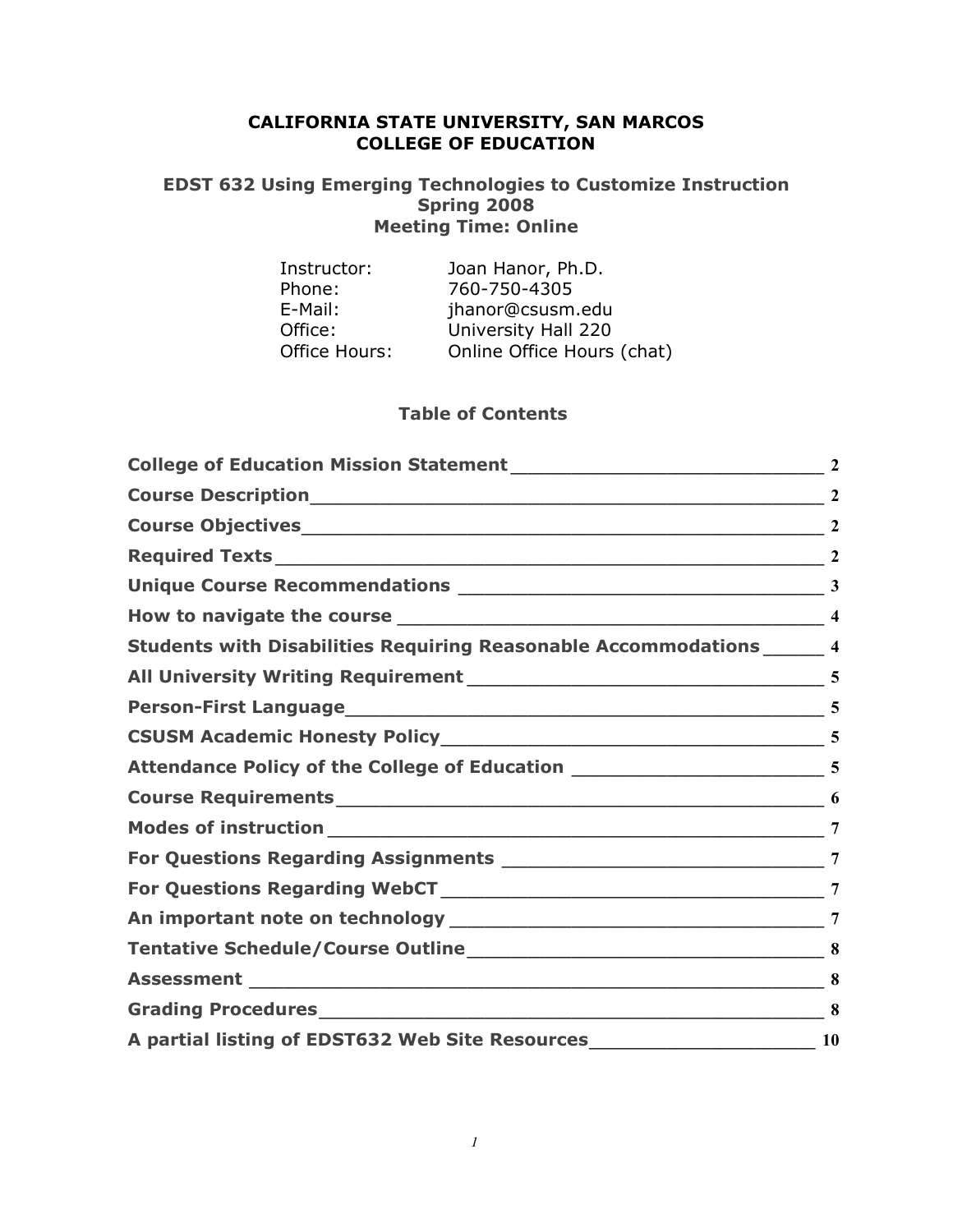# CALIFORNIA STATE UNIVERSITY, SAN MARCOS
# COLLEGE OF EDUCATION

## EDST 632 Using Emerging Technologies to Customize Instruction
## Spring 2008
## Meeting Time: Online

| | |
|---|---|
| Instructor: | Joan Hanor, Ph.D. |
| Phone: | 760-750-4305 |
| E-Mail: | jhanor@csusm.edu |
| Office: | University Hall 220 |
| Office Hours: | Online Office Hours (chat) |

## Table of Contents

| | |
|---|---|
| **College of Education Mission Statement** | 2 |
| **Course Description** | 2 |
| **Course Objectives** | 2 |
| **Required Texts** | 2 |
| **Unique Course Recommendations** | 3 |
| **How to navigate the course** | 4 |
| **Students with Disabilities Requiring Reasonable Accommodations** | 4 |
| **All University Writing Requirement** | 5 |
| **Person-First Language** | 5 |
| **CSUSM Academic Honesty Policy** | 5 |
| **Attendance Policy of the College of Education** | 5 |
| **Course Requirements** | 6 |
| **Modes of instruction** | 7 |
| **For Questions Regarding Assignments** | 7 |
| **For Questions Regarding WebCT** | 7 |
| **An important note on technology** | 7 |
| **Tentative Schedule/Course Outline** | 8 |
| **Assessment** | 8 |
| **Grading Procedures** | 8 |
| **A partial listing of EDST632 Web Site Resources** | 10 |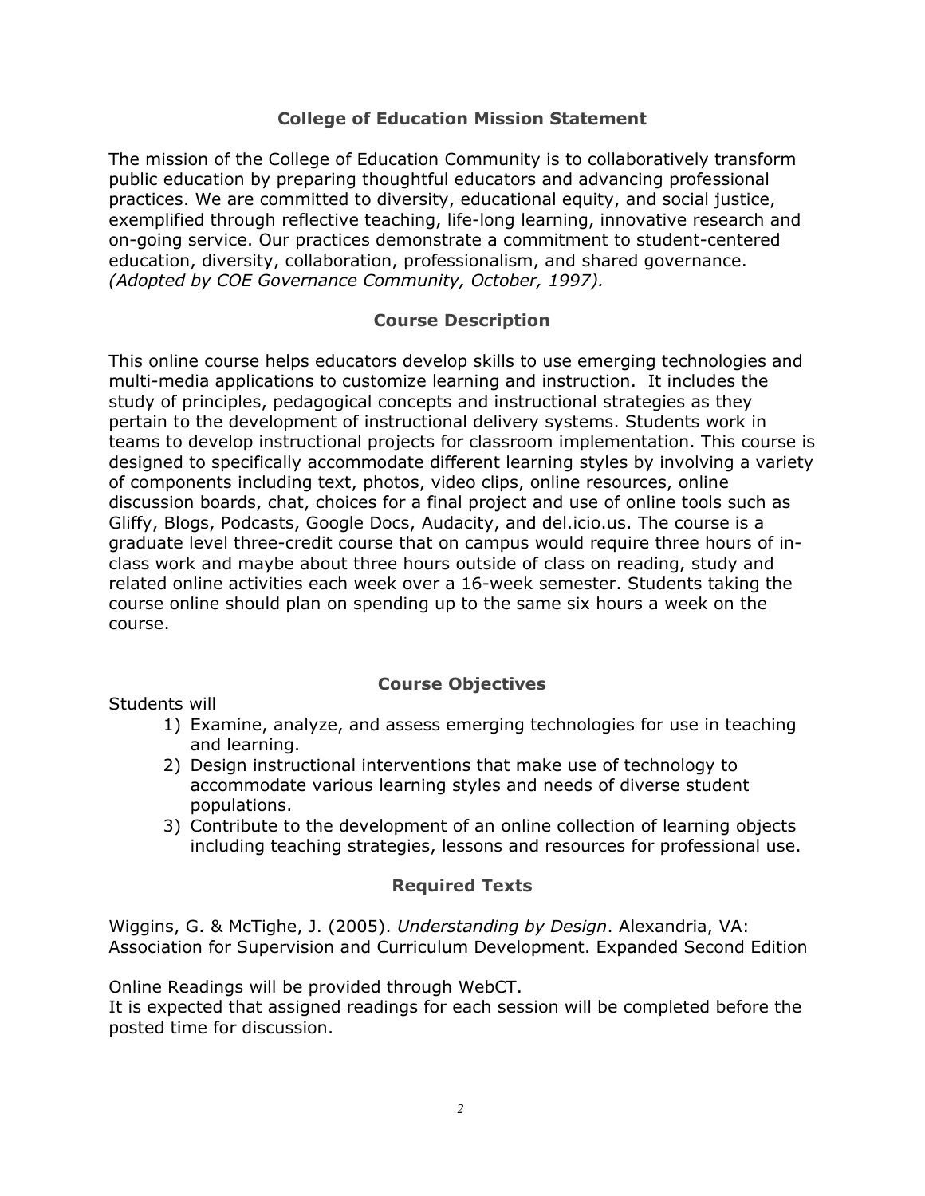## College of Education Mission Statement

The mission of the College of Education Community is to collaboratively transform public education by preparing thoughtful educators and advancing professional practices. We are committed to diversity, educational equity, and social justice, exemplified through reflective teaching, life-long learning, innovative research and on-going service. Our practices demonstrate a commitment to student-centered education, diversity, collaboration, professionalism, and shared governance. *(Adopted by COE Governance Community, October, 1997).*

## Course Description

This online course helps educators develop skills to use emerging technologies and multi-media applications to customize learning and instruction. It includes the study of principles, pedagogical concepts and instructional strategies as they pertain to the development of instructional delivery systems. Students work in teams to develop instructional projects for classroom implementation. This course is designed to specifically accommodate different learning styles by involving a variety of components including text, photos, video clips, online resources, online discussion boards, chat, choices for a final project and use of online tools such as Gliffy, Blogs, Podcasts, Google Docs, Audacity, and del.icio.us. The course is a graduate level three-credit course that on campus would require three hours of in-class work and maybe about three hours outside of class on reading, study and related online activities each week over a 16-week semester. Students taking the course online should plan on spending up to the same six hours a week on the course.

## Course Objectives

Students will

1) Examine, analyze, and assess emerging technologies for use in teaching and learning.
2) Design instructional interventions that make use of technology to accommodate various learning styles and needs of diverse student populations.
3) Contribute to the development of an online collection of learning objects including teaching strategies, lessons and resources for professional use.

## Required Texts

Wiggins, G. & McTighe, J. (2005). *Understanding by Design*. Alexandria, VA: Association for Supervision and Curriculum Development. Expanded Second Edition

Online Readings will be provided through WebCT.
It is expected that assigned readings for each session will be completed before the posted time for discussion.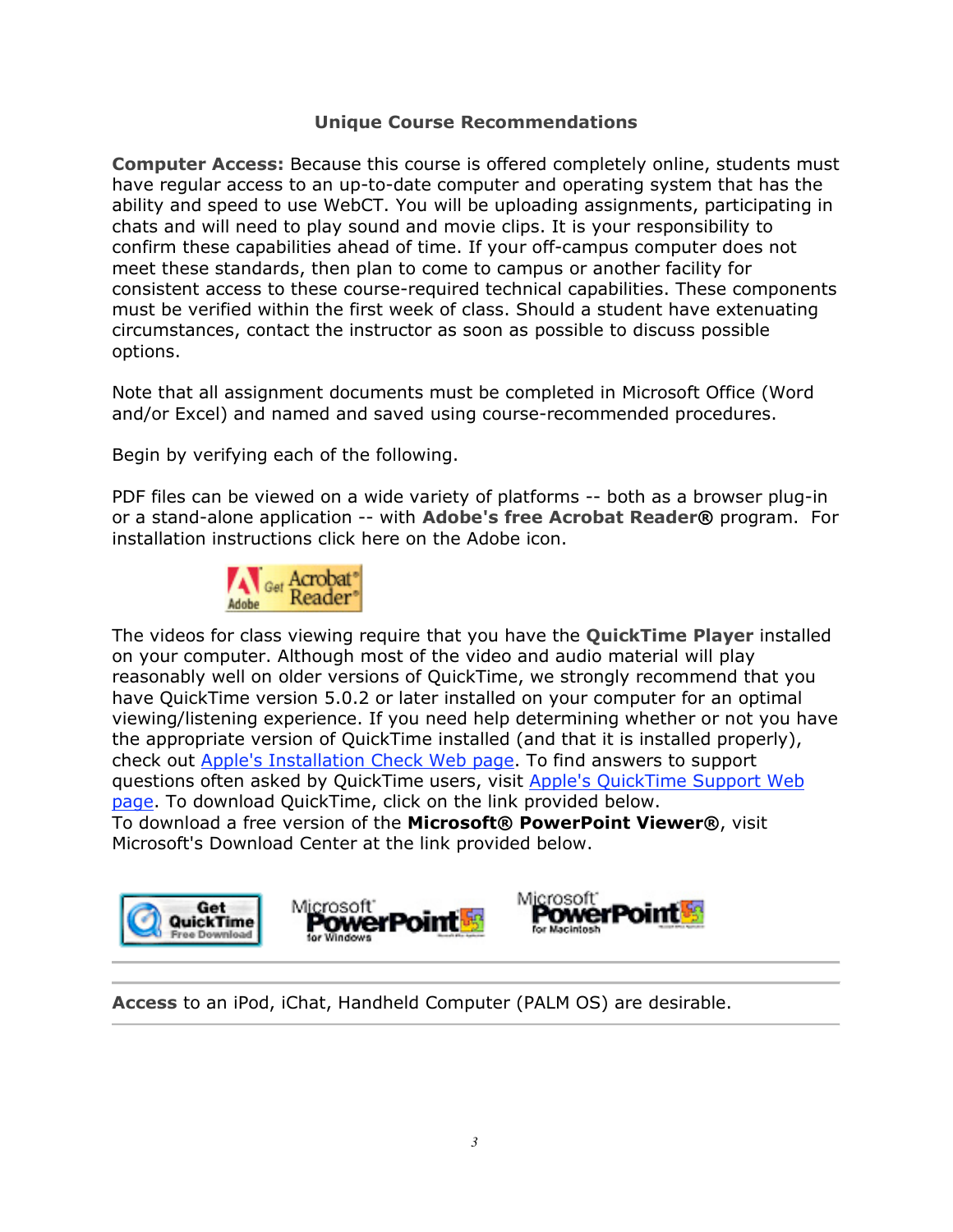### Unique Course Recommendations

**Computer Access:** Because this course is offered completely online, students must have regular access to an up-to-date computer and operating system that has the ability and speed to use WebCT. You will be uploading assignments, participating in chats and will need to play sound and movie clips. It is your responsibility to confirm these capabilities ahead of time. If your off-campus computer does not meet these standards, then plan to come to campus or another facility for consistent access to these course-required technical capabilities. These components must be verified within the first week of class. Should a student have extenuating circumstances, contact the instructor as soon as possible to discuss possible options.

Note that all assignment documents must be completed in Microsoft Office (Word and/or Excel) and named and saved using course-recommended procedures.

Begin by verifying each of the following.

PDF files can be viewed on a wide variety of platforms -- both as a browser plug-in or a stand-alone application -- with **Adobe's free Acrobat Reader®** program. For installation instructions click here on the Adobe icon.

The videos for class viewing require that you have the **QuickTime Player** installed on your computer. Although most of the video and audio material will play reasonably well on older versions of QuickTime, we strongly recommend that you have QuickTime version 5.0.2 or later installed on your computer for an optimal viewing/listening experience. If you need help determining whether or not you have the appropriate version of QuickTime installed (and that it is installed properly), check out Apple's Installation Check Web page. To find answers to support questions often asked by QuickTime users, visit Apple's QuickTime Support Web page. To download QuickTime, click on the link provided below.
To download a free version of the **Microsoft® PowerPoint Viewer®**, visit Microsoft's Download Center at the link provided below.

---

**Access** to an iPod, iChat, Handheld Computer (PALM OS) are desirable.

---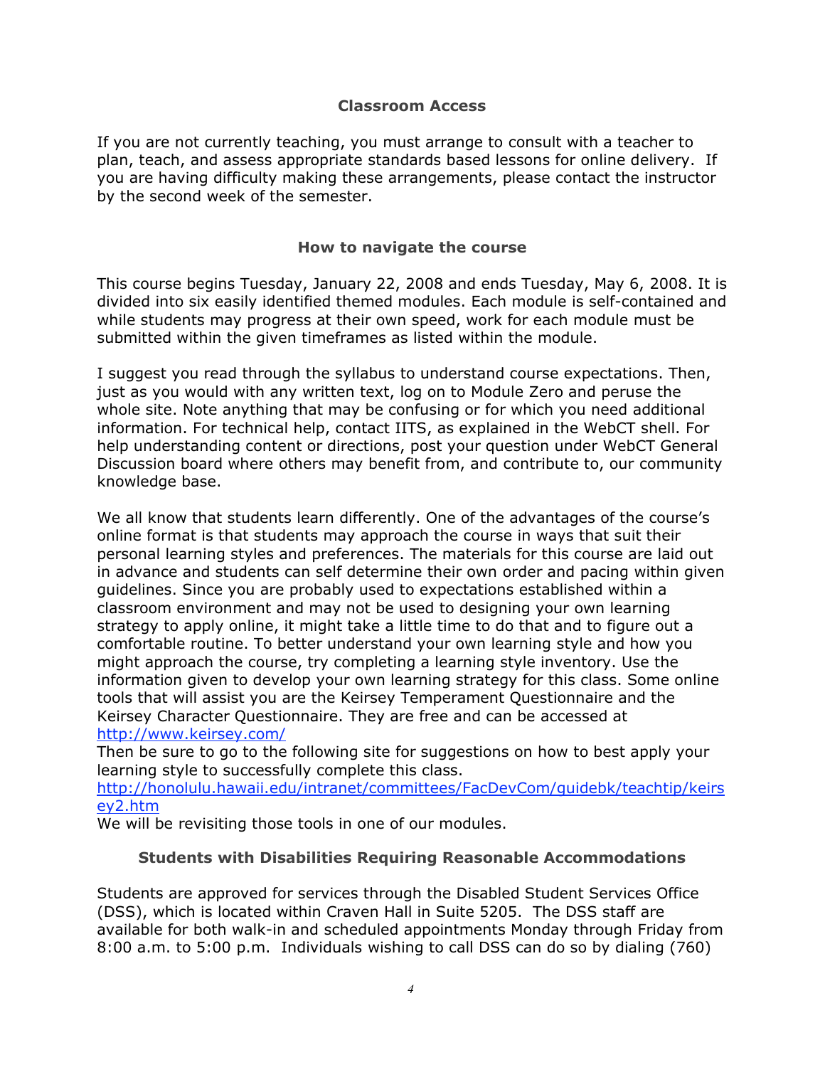## Classroom Access

If you are not currently teaching, you must arrange to consult with a teacher to plan, teach, and assess appropriate standards based lessons for online delivery. If you are having difficulty making these arrangements, please contact the instructor by the second week of the semester.

## How to navigate the course

This course begins Tuesday, January 22, 2008 and ends Tuesday, May 6, 2008. It is divided into six easily identified themed modules. Each module is self-contained and while students may progress at their own speed, work for each module must be submitted within the given timeframes as listed within the module.

I suggest you read through the syllabus to understand course expectations. Then, just as you would with any written text, log on to Module Zero and peruse the whole site. Note anything that may be confusing or for which you need additional information. For technical help, contact IITS, as explained in the WebCT shell. For help understanding content or directions, post your question under WebCT General Discussion board where others may benefit from, and contribute to, our community knowledge base.

We all know that students learn differently. One of the advantages of the course's online format is that students may approach the course in ways that suit their personal learning styles and preferences. The materials for this course are laid out in advance and students can self determine their own order and pacing within given guidelines. Since you are probably used to expectations established within a classroom environment and may not be used to designing your own learning strategy to apply online, it might take a little time to do that and to figure out a comfortable routine. To better understand your own learning style and how you might approach the course, try completing a learning style inventory. Use the information given to develop your own learning strategy for this class. Some online tools that will assist you are the Keirsey Temperament Questionnaire and the Keirsey Character Questionnaire. They are free and can be accessed at http://www.keirsey.com/
Then be sure to go to the following site for suggestions on how to best apply your learning style to successfully complete this class.
http://honolulu.hawaii.edu/intranet/committees/FacDevCom/guidebk/teachtip/keirsey2.htm
We will be revisiting those tools in one of our modules.

## Students with Disabilities Requiring Reasonable Accommodations

Students are approved for services through the Disabled Student Services Office (DSS), which is located within Craven Hall in Suite 5205. The DSS staff are available for both walk-in and scheduled appointments Monday through Friday from 8:00 a.m. to 5:00 p.m. Individuals wishing to call DSS can do so by dialing (760)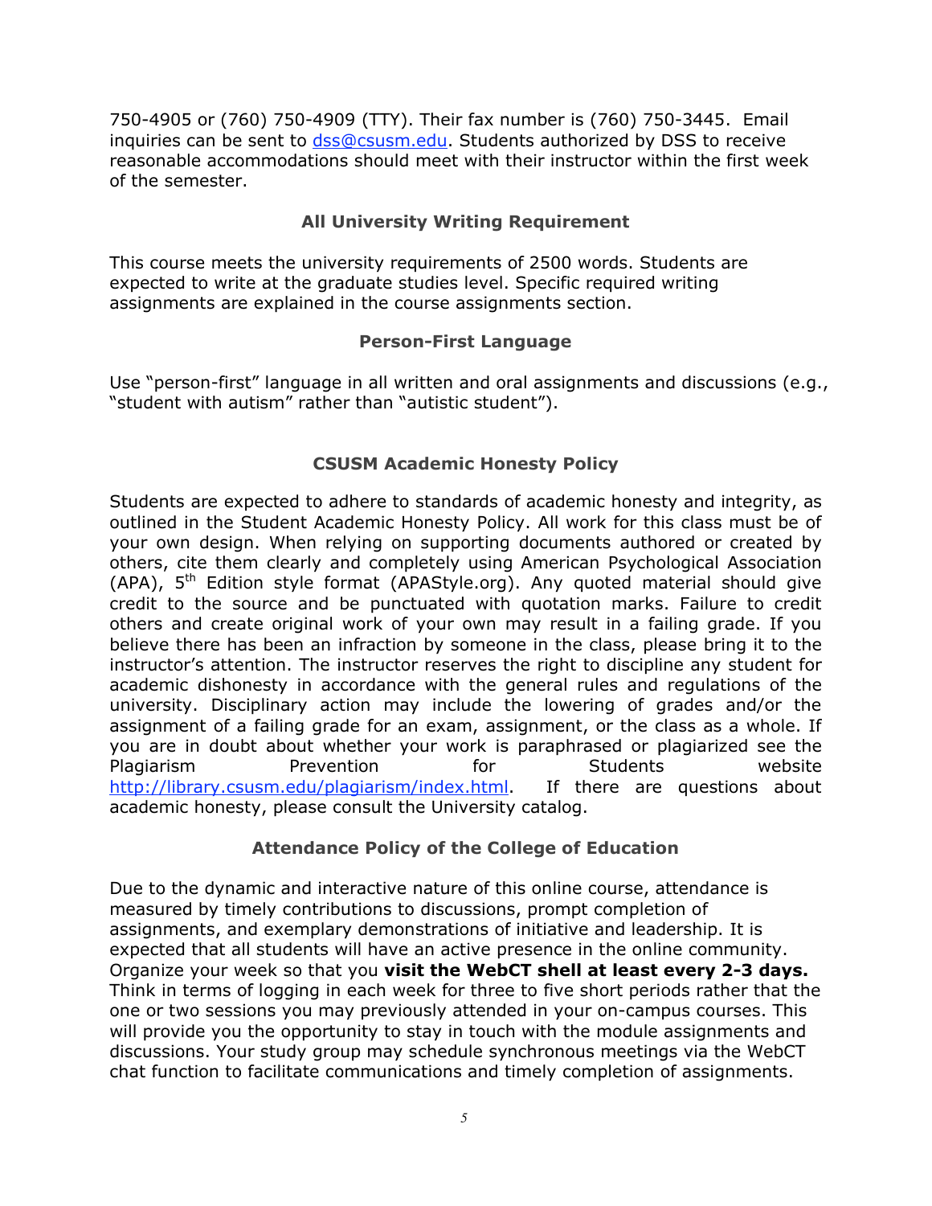750-4905 or (760) 750-4909 (TTY). Their fax number is (760) 750-3445. Email inquiries can be sent to dss@csusm.edu. Students authorized by DSS to receive reasonable accommodations should meet with their instructor within the first week of the semester.

## All University Writing Requirement

This course meets the university requirements of 2500 words. Students are expected to write at the graduate studies level. Specific required writing assignments are explained in the course assignments section.

## Person-First Language

Use "person-first" language in all written and oral assignments and discussions (e.g., "student with autism" rather than "autistic student").

## CSUSM Academic Honesty Policy

Students are expected to adhere to standards of academic honesty and integrity, as outlined in the Student Academic Honesty Policy. All work for this class must be of your own design. When relying on supporting documents authored or created by others, cite them clearly and completely using American Psychological Association (APA), 5th Edition style format (APAStyle.org). Any quoted material should give credit to the source and be punctuated with quotation marks. Failure to credit others and create original work of your own may result in a failing grade. If you believe there has been an infraction by someone in the class, please bring it to the instructor's attention. The instructor reserves the right to discipline any student for academic dishonesty in accordance with the general rules and regulations of the university. Disciplinary action may include the lowering of grades and/or the assignment of a failing grade for an exam, assignment, or the class as a whole. If you are in doubt about whether your work is paraphrased or plagiarized see the Plagiarism Prevention for Students website http://library.csusm.edu/plagiarism/index.html. If there are questions about academic honesty, please consult the University catalog.

## Attendance Policy of the College of Education

Due to the dynamic and interactive nature of this online course, attendance is measured by timely contributions to discussions, prompt completion of assignments, and exemplary demonstrations of initiative and leadership. It is expected that all students will have an active presence in the online community. Organize your week so that you **visit the WebCT shell at least every 2-3 days.** Think in terms of logging in each week for three to five short periods rather that the one or two sessions you may previously attended in your on-campus courses. This will provide you the opportunity to stay in touch with the module assignments and discussions. Your study group may schedule synchronous meetings via the WebCT chat function to facilitate communications and timely completion of assignments.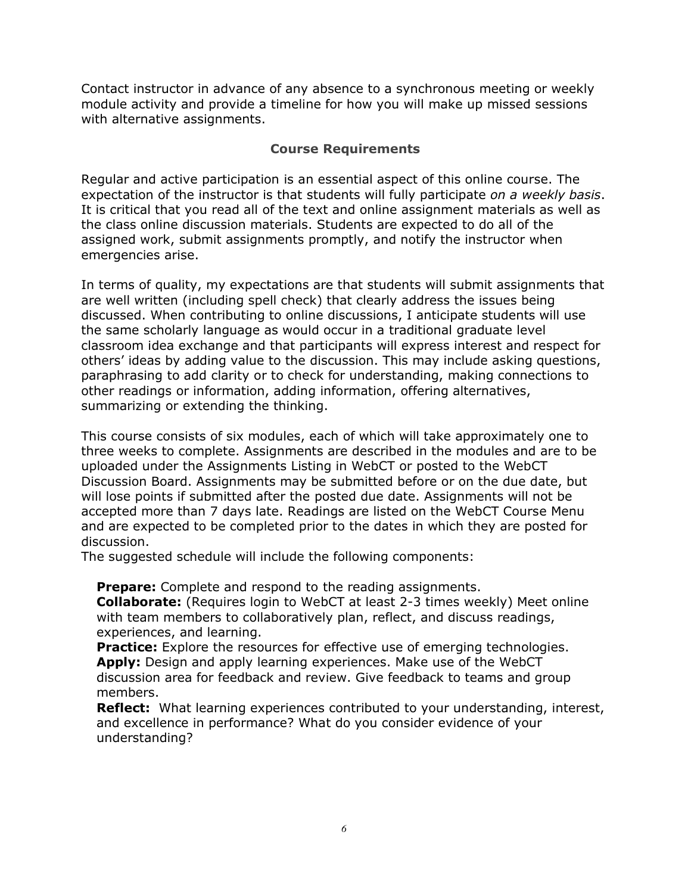Contact instructor in advance of any absence to a synchronous meeting or weekly module activity and provide a timeline for how you will make up missed sessions with alternative assignments.

## Course Requirements

Regular and active participation is an essential aspect of this online course. The expectation of the instructor is that students will fully participate *on a weekly basis*. It is critical that you read all of the text and online assignment materials as well as the class online discussion materials. Students are expected to do all of the assigned work, submit assignments promptly, and notify the instructor when emergencies arise.

In terms of quality, my expectations are that students will submit assignments that are well written (including spell check) that clearly address the issues being discussed. When contributing to online discussions, I anticipate students will use the same scholarly language as would occur in a traditional graduate level classroom idea exchange and that participants will express interest and respect for others' ideas by adding value to the discussion. This may include asking questions, paraphrasing to add clarity or to check for understanding, making connections to other readings or information, adding information, offering alternatives, summarizing or extending the thinking.

This course consists of six modules, each of which will take approximately one to three weeks to complete. Assignments are described in the modules and are to be uploaded under the Assignments Listing in WebCT or posted to the WebCT Discussion Board. Assignments may be submitted before or on the due date, but will lose points if submitted after the posted due date. Assignments will not be accepted more than 7 days late. Readings are listed on the WebCT Course Menu and are expected to be completed prior to the dates in which they are posted for discussion.
The suggested schedule will include the following components:

**Prepare:** Complete and respond to the reading assignments.
**Collaborate:** (Requires login to WebCT at least 2-3 times weekly) Meet online with team members to collaboratively plan, reflect, and discuss readings, experiences, and learning.
**Practice:** Explore the resources for effective use of emerging technologies.
**Apply:** Design and apply learning experiences. Make use of the WebCT discussion area for feedback and review. Give feedback to teams and group members.
**Reflect:** What learning experiences contributed to your understanding, interest, and excellence in performance? What do you consider evidence of your understanding?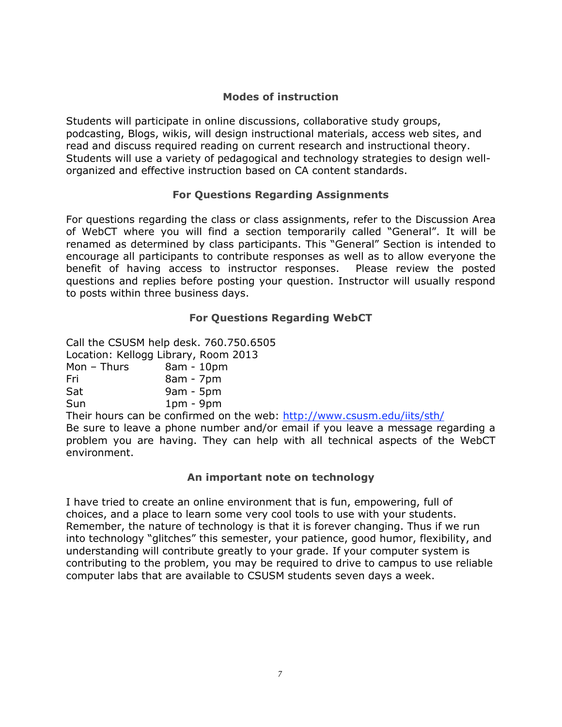### Modes of instruction

Students will participate in online discussions, collaborative study groups, podcasting, Blogs, wikis, will design instructional materials, access web sites, and read and discuss required reading on current research and instructional theory. Students will use a variety of pedagogical and technology strategies to design well-organized and effective instruction based on CA content standards.

### For Questions Regarding Assignments

For questions regarding the class or class assignments, refer to the Discussion Area of WebCT where you will find a section temporarily called "General". It will be renamed as determined by class participants. This "General" Section is intended to encourage all participants to contribute responses as well as to allow everyone the benefit of having access to instructor responses. Please review the posted questions and replies before posting your question. Instructor will usually respond to posts within three business days.

### For Questions Regarding WebCT

Call the CSUSM help desk. 760.750.6505
Location: Kellogg Library, Room 2013

| | |
|---|---|
| Mon – Thurs | 8am - 10pm |
| Fri | 8am - 7pm |
| Sat | 9am - 5pm |
| Sun | 1pm - 9pm |

Their hours can be confirmed on the web: http://www.csusm.edu/iits/sth/
Be sure to leave a phone number and/or email if you leave a message regarding a problem you are having. They can help with all technical aspects of the WebCT environment.

### An important note on technology

I have tried to create an online environment that is fun, empowering, full of choices, and a place to learn some very cool tools to use with your students. Remember, the nature of technology is that it is forever changing. Thus if we run into technology "glitches" this semester, your patience, good humor, flexibility, and understanding will contribute greatly to your grade. If your computer system is contributing to the problem, you may be required to drive to campus to use reliable computer labs that are available to CSUSM students seven days a week.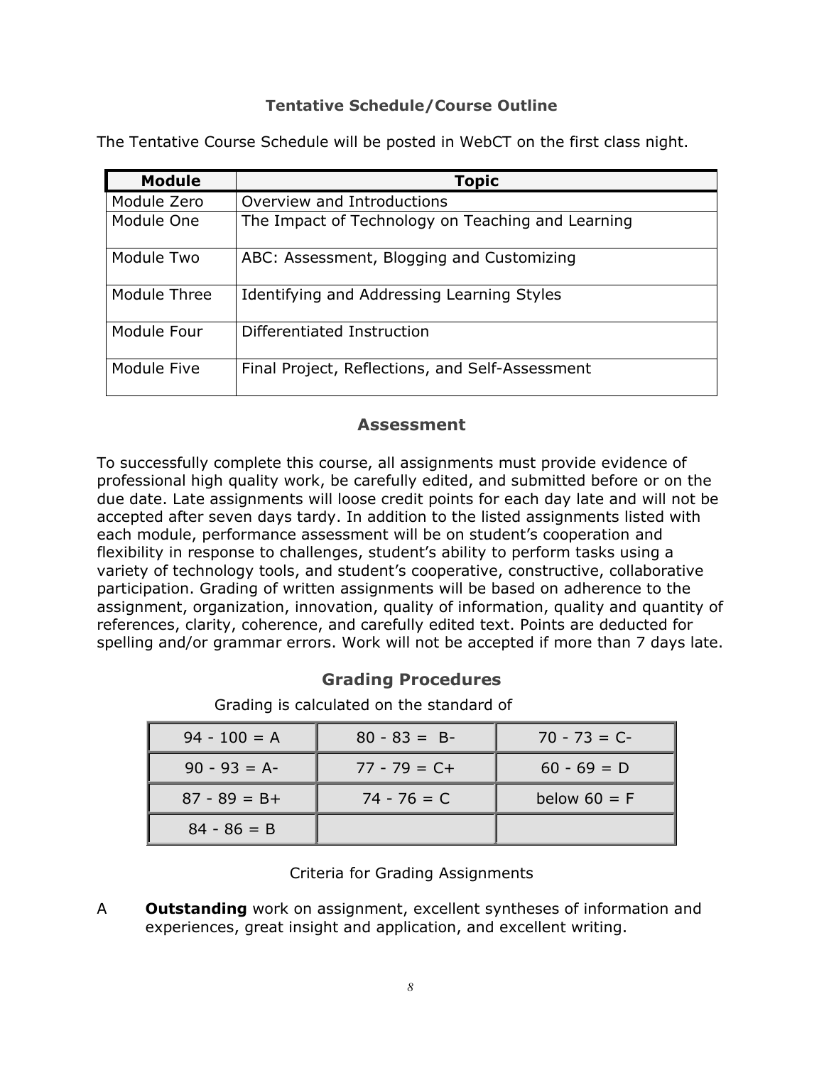### Tentative Schedule/Course Outline

The Tentative Course Schedule will be posted in WebCT on the first class night.

| Module | Topic |
|---|---|
| Module Zero | Overview and Introductions |
| Module One | The Impact of Technology on Teaching and Learning |
| Module Two | ABC: Assessment, Blogging and Customizing |
| Module Three | Identifying and Addressing Learning Styles |
| Module Four | Differentiated Instruction |
| Module Five | Final Project, Reflections, and Self-Assessment |

## Assessment

To successfully complete this course, all assignments must provide evidence of professional high quality work, be carefully edited, and submitted before or on the due date. Late assignments will loose credit points for each day late and will not be accepted after seven days tardy. In addition to the listed assignments listed with each module, performance assessment will be on student's cooperation and flexibility in response to challenges, student's ability to perform tasks using a variety of technology tools, and student's cooperative, constructive, collaborative participation. Grading of written assignments will be based on adherence to the assignment, organization, innovation, quality of information, quality and quantity of references, clarity, coherence, and carefully edited text. Points are deducted for spelling and/or grammar errors. Work will not be accepted if more than 7 days late.

## Grading Procedures

Grading is calculated on the standard of

| | | |
|---|---|---|
| 94 - 100 = A | 80 - 83 = B- | 70 - 73 = C- |
| 90 - 93 = A- | 77 - 79 = C+ | 60 - 69 = D |
| 87 - 89 = B+ | 74 - 76 = C | below 60 = F |
| 84 - 86 = B | | |

Criteria for Grading Assignments

A **Outstanding** work on assignment, excellent syntheses of information and experiences, great insight and application, and excellent writing.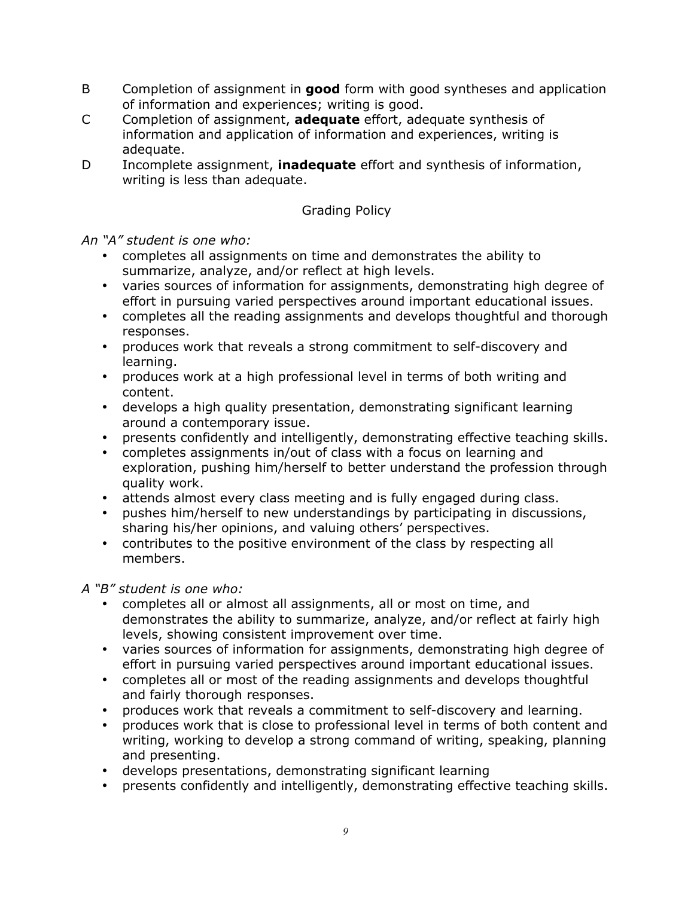B Completion of assignment in **good** form with good syntheses and application of information and experiences; writing is good.

C Completion of assignment, **adequate** effort, adequate synthesis of information and application of information and experiences, writing is adequate.

D Incomplete assignment, **inadequate** effort and synthesis of information, writing is less than adequate.

## Grading Policy

*An "A" student is one who:*

- completes all assignments on time and demonstrates the ability to summarize, analyze, and/or reflect at high levels.
- varies sources of information for assignments, demonstrating high degree of effort in pursuing varied perspectives around important educational issues.
- completes all the reading assignments and develops thoughtful and thorough responses.
- produces work that reveals a strong commitment to self-discovery and learning.
- produces work at a high professional level in terms of both writing and content.
- develops a high quality presentation, demonstrating significant learning around a contemporary issue.
- presents confidently and intelligently, demonstrating effective teaching skills.
- completes assignments in/out of class with a focus on learning and exploration, pushing him/herself to better understand the profession through quality work.
- attends almost every class meeting and is fully engaged during class.
- pushes him/herself to new understandings by participating in discussions, sharing his/her opinions, and valuing others' perspectives.
- contributes to the positive environment of the class by respecting all members.

*A "B" student is one who:*

- completes all or almost all assignments, all or most on time, and demonstrates the ability to summarize, analyze, and/or reflect at fairly high levels, showing consistent improvement over time.
- varies sources of information for assignments, demonstrating high degree of effort in pursuing varied perspectives around important educational issues.
- completes all or most of the reading assignments and develops thoughtful and fairly thorough responses.
- produces work that reveals a commitment to self-discovery and learning.
- produces work that is close to professional level in terms of both content and writing, working to develop a strong command of writing, speaking, planning and presenting.
- develops presentations, demonstrating significant learning
- presents confidently and intelligently, demonstrating effective teaching skills.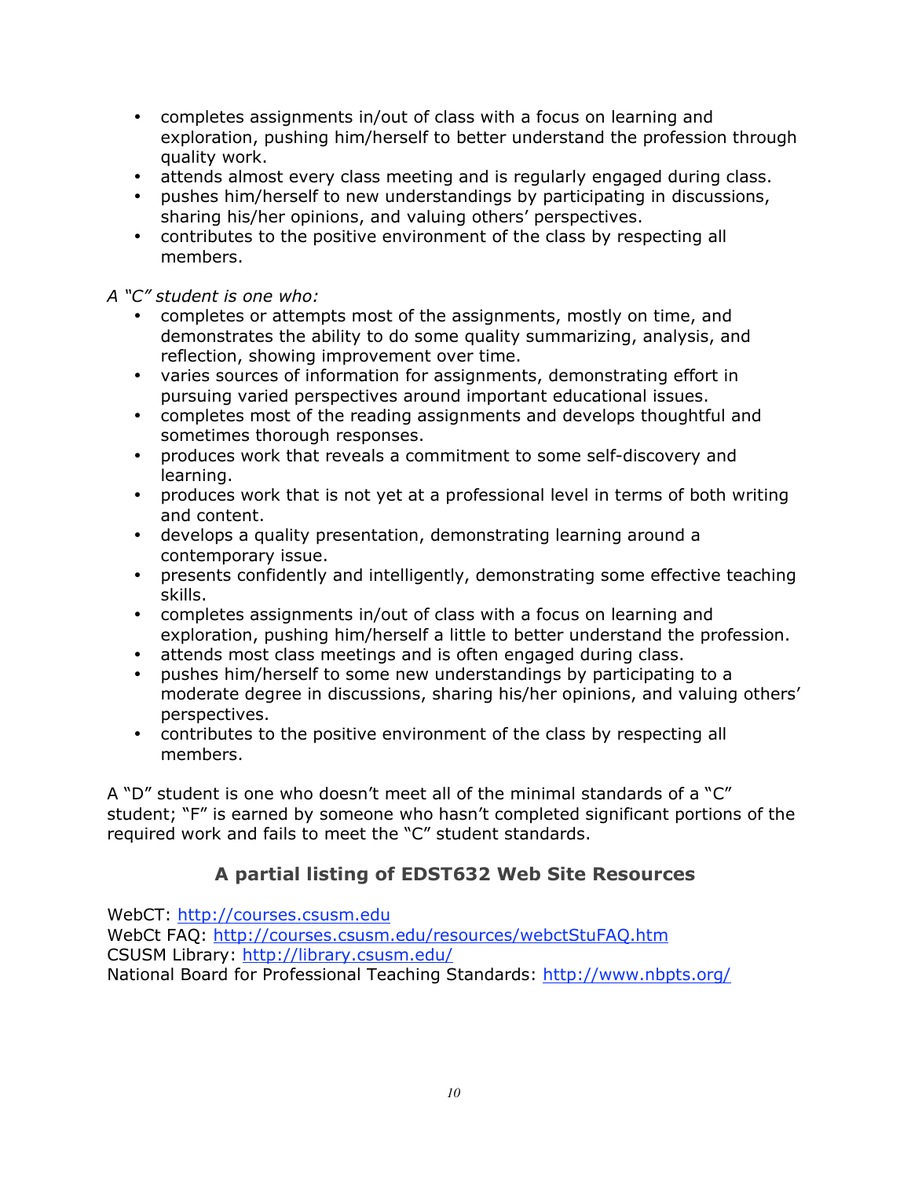- completes assignments in/out of class with a focus on learning and exploration, pushing him/herself to better understand the profession through quality work.
- attends almost every class meeting and is regularly engaged during class.
- pushes him/herself to new understandings by participating in discussions, sharing his/her opinions, and valuing others' perspectives.
- contributes to the positive environment of the class by respecting all members.

*A "C" student is one who:*

- completes or attempts most of the assignments, mostly on time, and demonstrates the ability to do some quality summarizing, analysis, and reflection, showing improvement over time.
- varies sources of information for assignments, demonstrating effort in pursuing varied perspectives around important educational issues.
- completes most of the reading assignments and develops thoughtful and sometimes thorough responses.
- produces work that reveals a commitment to some self-discovery and learning.
- produces work that is not yet at a professional level in terms of both writing and content.
- develops a quality presentation, demonstrating learning around a contemporary issue.
- presents confidently and intelligently, demonstrating some effective teaching skills.
- completes assignments in/out of class with a focus on learning and exploration, pushing him/herself a little to better understand the profession.
- attends most class meetings and is often engaged during class.
- pushes him/herself to some new understandings by participating to a moderate degree in discussions, sharing his/her opinions, and valuing others' perspectives.
- contributes to the positive environment of the class by respecting all members.

A "D" student is one who doesn't meet all of the minimal standards of a "C" student; "F" is earned by someone who hasn't completed significant portions of the required work and fails to meet the "C" student standards.

## A partial listing of EDST632 Web Site Resources

WebCT: http://courses.csusm.edu
WebCt FAQ: http://courses.csusm.edu/resources/webctStuFAQ.htm
CSUSM Library: http://library.csusm.edu/
National Board for Professional Teaching Standards: http://www.nbpts.org/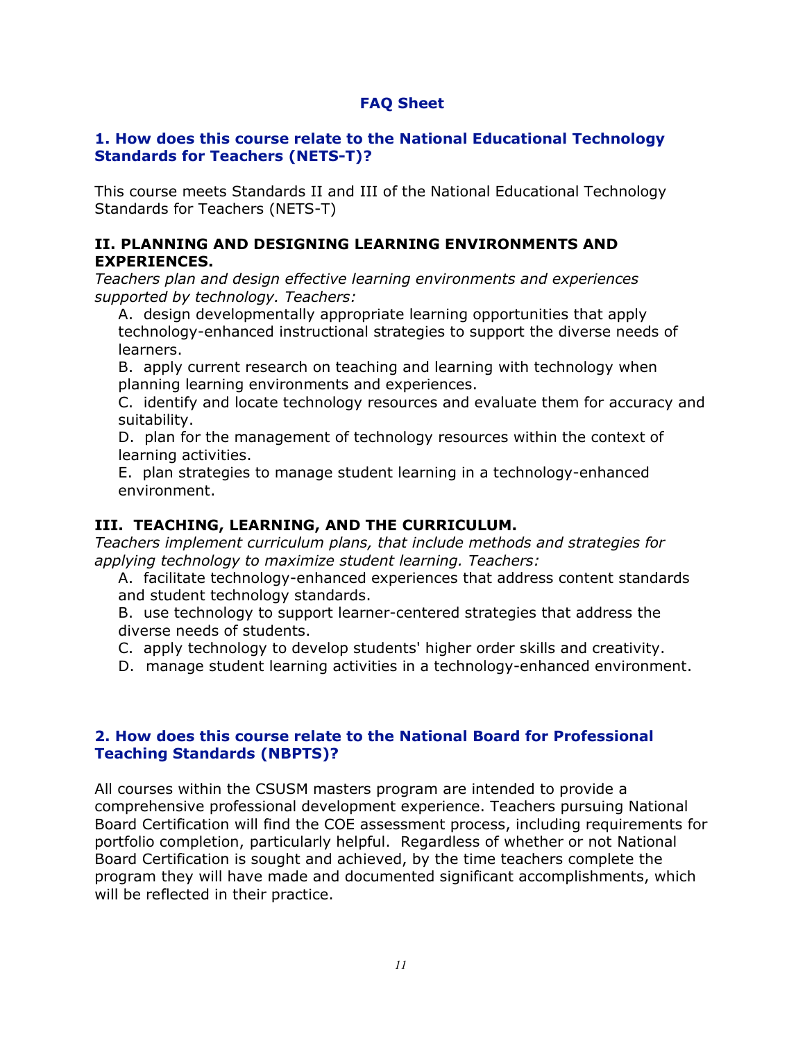## FAQ Sheet

### 1. How does this course relate to the National Educational Technology Standards for Teachers (NETS-T)?

This course meets Standards II and III of the National Educational Technology Standards for Teachers (NETS-T)

**II. PLANNING AND DESIGNING LEARNING ENVIRONMENTS AND EXPERIENCES.**

*Teachers plan and design effective learning environments and experiences supported by technology. Teachers:*

A. design developmentally appropriate learning opportunities that apply technology-enhanced instructional strategies to support the diverse needs of learners.

B. apply current research on teaching and learning with technology when planning learning environments and experiences.

C. identify and locate technology resources and evaluate them for accuracy and suitability.

D. plan for the management of technology resources within the context of learning activities.

E. plan strategies to manage student learning in a technology-enhanced environment.

**III. TEACHING, LEARNING, AND THE CURRICULUM.**

*Teachers implement curriculum plans, that include methods and strategies for applying technology to maximize student learning. Teachers:*

A. facilitate technology-enhanced experiences that address content standards and student technology standards.

B. use technology to support learner-centered strategies that address the diverse needs of students.

C. apply technology to develop students' higher order skills and creativity.

D. manage student learning activities in a technology-enhanced environment.

### 2. How does this course relate to the National Board for Professional Teaching Standards (NBPTS)?

All courses within the CSUSM masters program are intended to provide a comprehensive professional development experience. Teachers pursuing National Board Certification will find the COE assessment process, including requirements for portfolio completion, particularly helpful. Regardless of whether or not National Board Certification is sought and achieved, by the time teachers complete the program they will have made and documented significant accomplishments, which will be reflected in their practice.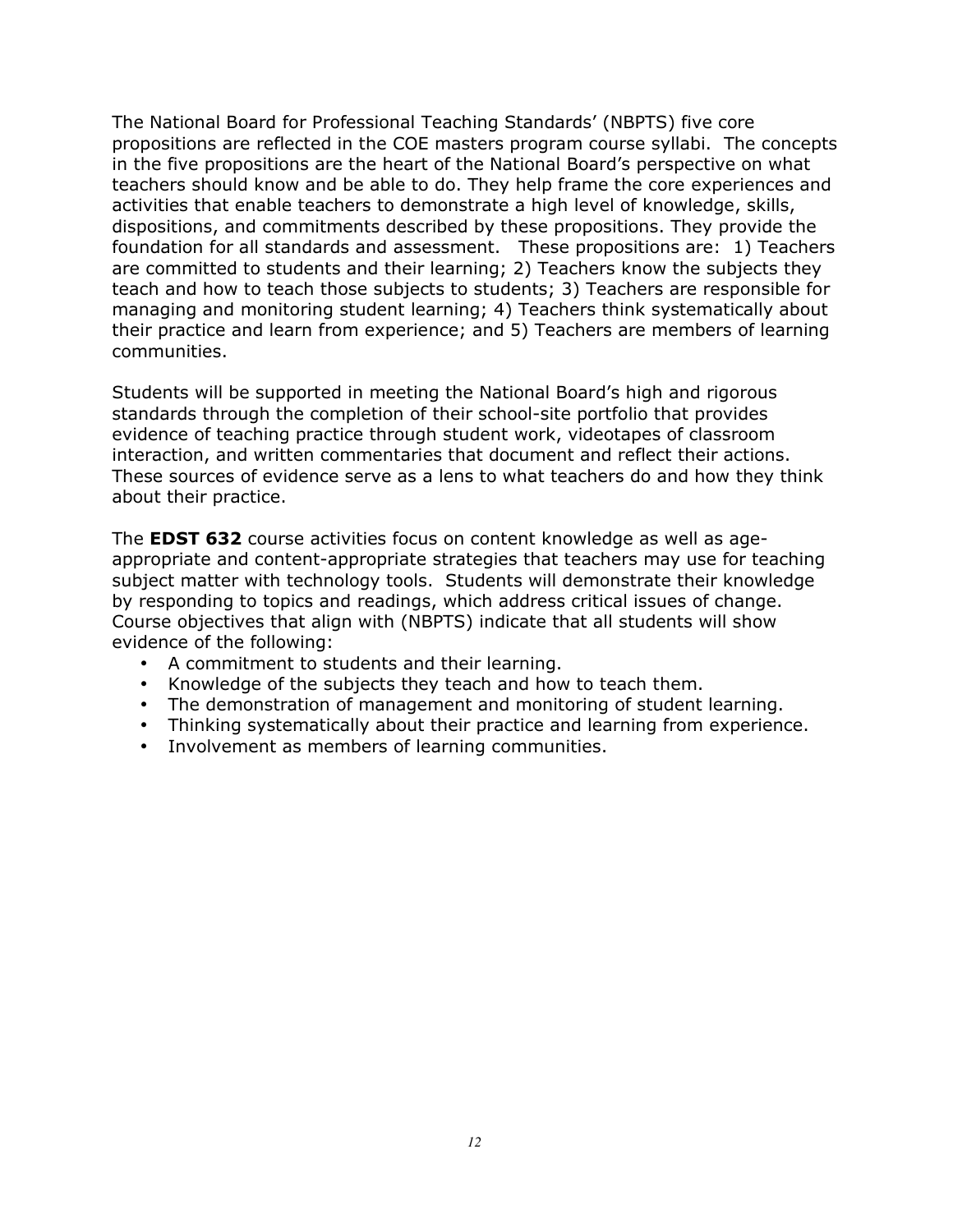The National Board for Professional Teaching Standards' (NBPTS) five core propositions are reflected in the COE masters program course syllabi. The concepts in the five propositions are the heart of the National Board's perspective on what teachers should know and be able to do. They help frame the core experiences and activities that enable teachers to demonstrate a high level of knowledge, skills, dispositions, and commitments described by these propositions. They provide the foundation for all standards and assessment. These propositions are: 1) Teachers are committed to students and their learning; 2) Teachers know the subjects they teach and how to teach those subjects to students; 3) Teachers are responsible for managing and monitoring student learning; 4) Teachers think systematically about their practice and learn from experience; and 5) Teachers are members of learning communities.

Students will be supported in meeting the National Board's high and rigorous standards through the completion of their school-site portfolio that provides evidence of teaching practice through student work, videotapes of classroom interaction, and written commentaries that document and reflect their actions. These sources of evidence serve as a lens to what teachers do and how they think about their practice.

The **EDST 632** course activities focus on content knowledge as well as age-appropriate and content-appropriate strategies that teachers may use for teaching subject matter with technology tools. Students will demonstrate their knowledge by responding to topics and readings, which address critical issues of change. Course objectives that align with (NBPTS) indicate that all students will show evidence of the following:

- A commitment to students and their learning.
- Knowledge of the subjects they teach and how to teach them.
- The demonstration of management and monitoring of student learning.
- Thinking systematically about their practice and learning from experience.
- Involvement as members of learning communities.